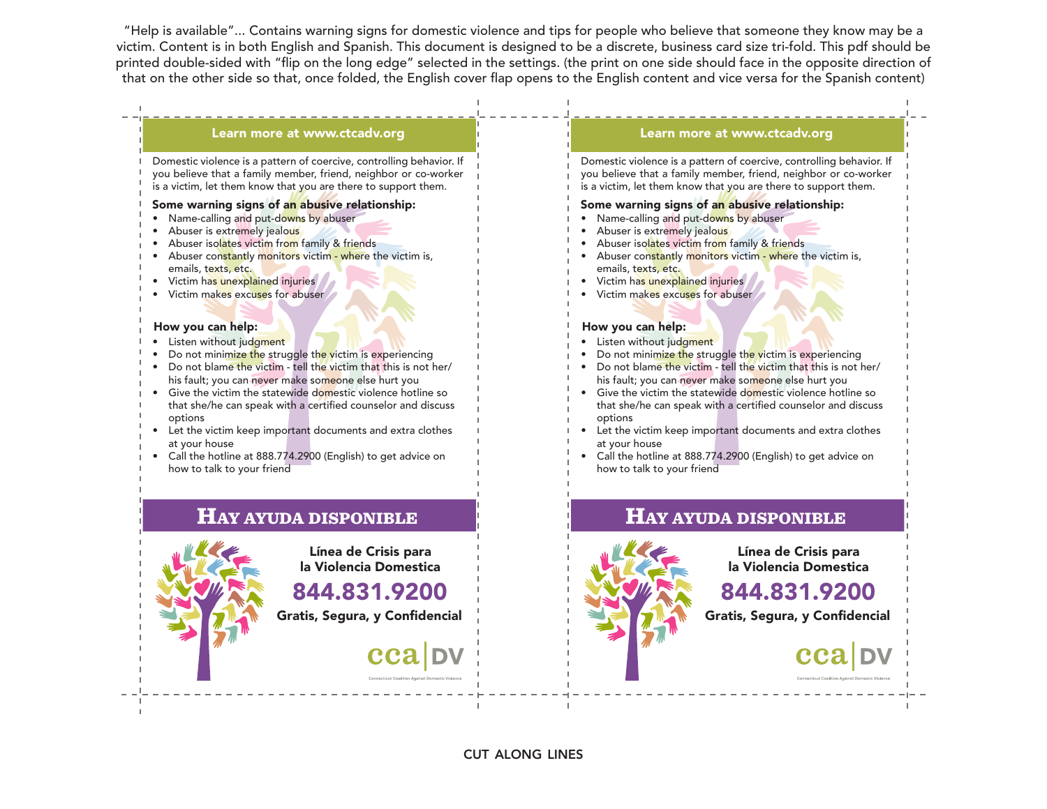"Help is available"... Contains warning signs for domestic violence and tips for people who believe that someone they know may be a victim. Content is in both English and Spanish. This document is designed to be a discrete, business card size tri-fold. This pdf should be printed double-sided with "flip on the long edge" selected in the settings. (the print on one side should face in the opposite direction of that on the other side so that, once folded, the English cover flap opens to the English content and vice versa for the Spanish content)

## Learn more at www.ctcadv.org

Domestic violence is a pattern of coercive, controlling behavior. If you believe that a family member, friend, neighbor or co-worker is a victim, let them know that you are there to support them.

**Some warning signs of an abusive relationship:**

- Name-calling and put-downs by abuser
- Abuser is extremely jealous
- Abuser isolates victim from family & friends
- Abuser constantly monitors victim - where the victim is, emails, texts, etc.
- Victim has unexplained injuries
- Victim makes excuses for abuser

**How you can help:**

- Listen without judgment
- Do not minimize the struggle the victim is experiencing
- Do not blame the victim - tell the victim that this is not her/his fault; you can never make someone else hurt you
- Give the victim the statewide domestic violence hotline so that she/he can speak with a certified counselor and discuss options
- Let the victim keep important documents and extra clothes at your house
- Call the hotline at 888.774.2900 (English) to get advice on how to talk to your friend

## Hay ayuda disponible

**Línea de Crisis para la Violencia Domestica**

**844.831.9200**

**Gratis, Segura, y Confidencial**

cca | DV

Connecticut Coalition Against Domestic Violence

## Learn more at www.ctcadv.org

Domestic violence is a pattern of coercive, controlling behavior. If you believe that a family member, friend, neighbor or co-worker is a victim, let them know that you are there to support them.

**Some warning signs of an abusive relationship:**

- Name-calling and put-downs by abuser
- Abuser is extremely jealous
- Abuser isolates victim from family & friends
- Abuser constantly monitors victim - where the victim is, emails, texts, etc.
- Victim has unexplained injuries
- Victim makes excuses for abuser

**How you can help:**

- Listen without judgment
- Do not minimize the struggle the victim is experiencing
- Do not blame the victim - tell the victim that this is not her/his fault; you can never make someone else hurt you
- Give the victim the statewide domestic violence hotline so that she/he can speak with a certified counselor and discuss options
- Let the victim keep important documents and extra clothes at your house
- Call the hotline at 888.774.2900 (English) to get advice on how to talk to your friend

## Hay ayuda disponible

**Línea de Crisis para la Violencia Domestica**

**844.831.9200**

**Gratis, Segura, y Confidencial**

cca | DV

Connecticut Coalition Against Domestic Violence

CUT ALONG LINES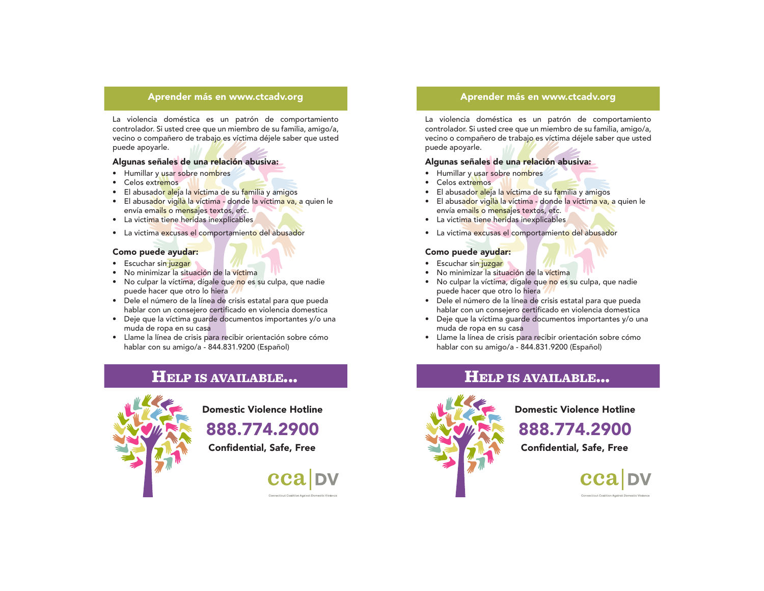## Aprender más en www.ctcadv.org

La violencia doméstica es un patrón de comportamiento controlador. Si usted cree que un miembro de su familia, amigo/a, vecino o compañero de trabajo es víctima déjele saber que usted puede apoyarle.

### Algunas señales de una relación abusiva:

- Humillar y usar sobre nombres
- Celos extremos
- El abusador aleja la víctima de su familia y amigos
- El abusador vigila la víctima - donde la víctima va, a quien le envía emails o mensajes textos, etc.
- La victima tiene heridas inexplicables
- La victima excusas el comportamiento del abusador

### Como puede ayudar:

- Escuchar sin juzgar
- No minimizar la situación de la víctima
- No culpar la víctima, dígale que no es su culpa, que nadie puede hacer que otro lo hiera
- Dele el número de la línea de crisis estatal para que pueda hablar con un consejero certificado en violencia domestica
- Deje que la víctima guarde documentos importantes y/o una muda de ropa en su casa
- Llame la línea de crisis para recibir orientación sobre cómo hablar con su amigo/a - 844.831.9200 (Español)

## HELP IS AVAILABLE...

**Domestic Violence Hotline**

**888.774.2900**

**Confidential, Safe, Free**

cca|DV

Connecticut Coalition Against Domestic Violence

---

## Aprender más en www.ctcadv.org

La violencia doméstica es un patrón de comportamiento controlador. Si usted cree que un miembro de su familia, amigo/a, vecino o compañero de trabajo es víctima déjele saber que usted puede apoyarle.

### Algunas señales de una relación abusiva:

- Humillar y usar sobre nombres
- Celos extremos
- El abusador aleja la víctima de su familia y amigos
- El abusador vigila la víctima - donde la víctima va, a quien le envía emails o mensajes textos, etc.
- La victima tiene heridas inexplicables
- La victima excusas el comportamiento del abusador

### Como puede ayudar:

- Escuchar sin juzgar
- No minimizar la situación de la víctima
- No culpar la víctima, dígale que no es su culpa, que nadie puede hacer que otro lo hiera
- Dele el número de la línea de crisis estatal para que pueda hablar con un consejero certificado en violencia domestica
- Deje que la víctima guarde documentos importantes y/o una muda de ropa en su casa
- Llame la línea de crisis para recibir orientación sobre cómo hablar con su amigo/a - 844.831.9200 (Español)

## HELP IS AVAILABLE...

**Domestic Violence Hotline**

**888.774.2900**

**Confidential, Safe, Free**

cca|DV

Connecticut Coalition Against Domestic Violence